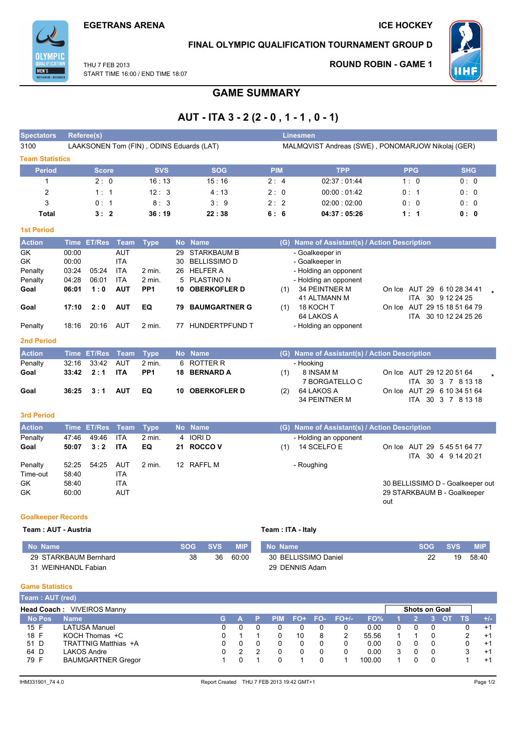EGETRANS ARENA

ICE HOCKEY

FINAL OLYMPIC QUALIFICATION TOURNAMENT GROUP D

THU 7 FEB 2013
START TIME 16:00 / END TIME 18:07

ROUND ROBIN - GAME 1

# GAME SUMMARY

## AUT - ITA 3 - 2 (2 - 0 , 1 - 1 , 0 - 1)

| Spectators | Referee(s) | Linesmen |
|---|---|---|
| 3100 | LAAKSONEN Tom (FIN) , ODINS Eduards (LAT) | MALMQVIST Andreas (SWE) , PONOMARJOW Nikolaj (GER) |

### Team Statistics

| Period | Score | SVS | SOG | PIM | TPP | PPG | SHG |
|---|---|---|---|---|---|---|---|
| 1 | 2 : 0 | 16 : 13 | 15 : 16 | 2 : 4 | 02:37 : 01:44 | 1 : 0 | 0 : 0 |
| 2 | 1 : 1 | 12 : 3 | 4 : 13 | 2 : 0 | 00:00 : 01:42 | 0 : 1 | 0 : 0 |
| 3 | 0 : 1 | 8 : 3 | 3 : 9 | 2 : 2 | 02:00 : 02:00 | 0 : 0 | 0 : 0 |
| **Total** | **3 : 2** | **36 : 19** | **22 : 38** | **6 : 6** | **04:37 : 05:26** | **1 : 1** | **0 : 0** |

### 1st Period

| Action | Time | ET/Res | Team | Type | No | Name | (G) | Name of Assistant(s) / Action Description | |
|---|---|---|---|---|---|---|---|---|---|
| GK | 00:00 | | AUT | | 29 | STARKBAUM B | | - Goalkeeper in | |
| GK | 00:00 | | ITA | | 30 | BELLISSIMO D | | - Goalkeeper in | |
| Penalty | 03:24 | 05:24 | ITA | 2 min. | 26 | HELFER A | | - Holding an opponent | |
| Penalty | 04:28 | 06:01 | ITA | 2 min. | 5 | PLASTINO N | | - Holding an opponent | |
| **Goal** | **06:01** | **1 : 0** | **AUT** | **PP1** | **10** | **OBERKOFLER D** | (1) | 34 PEINTNER M<br>41 ALTMANN M | On Ice AUT 29 6 10 28 34 41<br>ITA 30 9 12 24 25 * |
| **Goal** | **17:10** | **2 : 0** | **AUT** | **EQ** | **79** | **BAUMGARTNER G** | (1) | 18 KOCH T<br>64 LAKOS A | On Ice AUT 29 15 18 51 64 79<br>ITA 30 10 12 24 25 26 |
| Penalty | 18:16 | 20:16 | AUT | 2 min. | 77 | HUNDERTPFUND T | | - Holding an opponent | |

### 2nd Period

| Action | Time | ET/Res | Team | Type | No | Name | (G) | Name of Assistant(s) / Action Description | |
|---|---|---|---|---|---|---|---|---|---|
| Penalty | 32:16 | 33:42 | AUT | 2 min. | 6 | ROTTER R | | - Hooking | |
| **Goal** | **33:42** | **2 : 1** | **ITA** | **PP1** | **18** | **BERNARD A** | (1) | 8 INSAM M<br>7 BORGATELLO C | On Ice AUT 29 12 20 51 64<br>ITA 30 3 7 8 13 18 * |
| **Goal** | **36:25** | **3 : 1** | **AUT** | **EQ** | **10** | **OBERKOFLER D** | (2) | 64 LAKOS A<br>34 PEINTNER M | On Ice AUT 29 6 10 34 51 64<br>ITA 30 3 7 8 13 18 |

### 3rd Period

| Action | Time | ET/Res | Team | Type | No | Name | (G) | Name of Assistant(s) / Action Description | |
|---|---|---|---|---|---|---|---|---|---|
| Penalty | 47:46 | 49:46 | ITA | 2 min. | 4 | IORI D | | - Holding an opponent | |
| **Goal** | **50:07** | **3 : 2** | **ITA** | **EQ** | **21** | **ROCCO V** | (1) | 14 SCELFO E | On Ice AUT 29 5 45 51 64 77<br>ITA 30 4 9 14 20 21 |
| Penalty | 52:25 | 54:25 | AUT | 2 min. | 12 | RAFFL M | | - Roughing | |
| Time-out | 58:40 | | ITA | | | | | | |
| GK | 58:40 | | ITA | | | | | | 30 BELLISSIMO D - Goalkeeper out |
| GK | 60:00 | | AUT | | | | | | 29 STARKBAUM B - Goalkeeper out |

### Goalkeeper Records

**Team : AUT - Austria**

| No | Name | SOG | SVS | MIP |
|---|---|---|---|---|
| 29 | STARKBAUM Bernhard | 38 | 36 | 60:00 |
| 31 | WEINHANDL Fabian | | | |

**Team : ITA - Italy**

| No | Name | SOG | SVS | MIP |
|---|---|---|---|---|
| 30 | BELLISSIMO Daniel | 22 | 19 | 58:40 |
| 29 | DENNIS Adam | | | |

### Game Statistics

**Team : AUT (red)**

**Head Coach :** VIVEIROS Manny

| No | Pos | Name | G | A | P | PIM | FO+ | FO- | FO+/- | FO% | 1 | 2 | 3 | OT | TS | +/- |
|---|---|---|---|---|---|---|---|---|---|---|---|---|---|---|---|---|
| 15 | F | LATUSA Manuel | 0 | 0 | 0 | 0 | 0 | 0 | 0 | 0.00 | 0 | 0 | 0 | | 0 | +1 |
| 18 | F | KOCH Thomas +C | 0 | 1 | 1 | 0 | 10 | 8 | 2 | 55.56 | 1 | 1 | 0 | | 2 | +1 |
| 51 | D | TRATTNIG Matthias +A | 0 | 0 | 0 | 0 | 0 | 0 | 0 | 0.00 | 0 | 0 | 0 | | 0 | +1 |
| 64 | D | LAKOS Andre | 0 | 2 | 2 | 0 | 0 | 0 | 0 | 0.00 | 3 | 0 | 0 | | 3 | +1 |
| 79 | F | BAUMGARTNER Gregor | 1 | 0 | 1 | 0 | 1 | 0 | 1 | 100.00 | 1 | 0 | 0 | | 1 | +1 |

IHM331901_74 4.0    Report Created THU 7 FEB 2013 19:42 GMT+1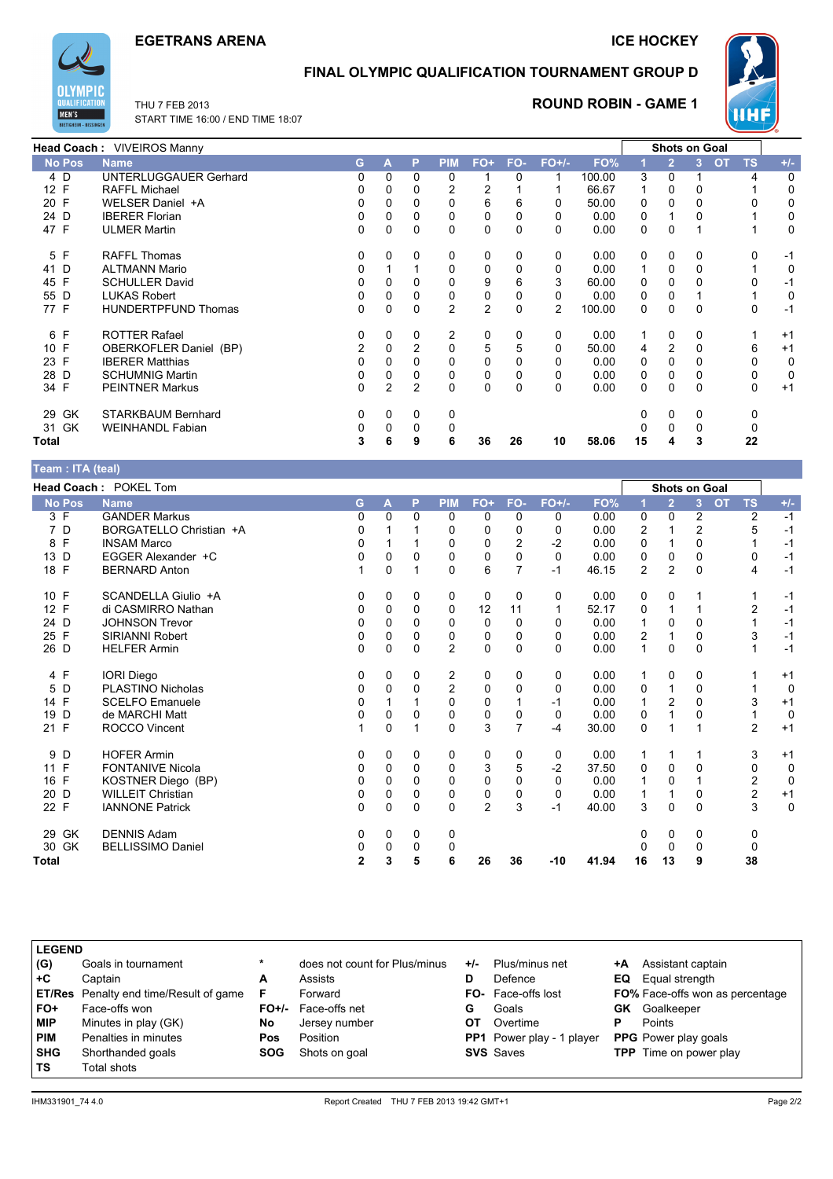EGETRANS ARENA

ICE HOCKEY

# FINAL OLYMPIC QUALIFICATION TOURNAMENT GROUP D

THU 7 FEB 2013
START TIME 16:00 / END TIME 18:07

ROUND ROBIN - GAME 1

**Head Coach :** VIVEIROS Manny

| No | Pos | Name | G | A | P | PIM | FO+ | FO- | FO+/- | FO% | Shots on Goal 1 | 2 | 3 | OT | TS | +/- |
|---|---|---|---|---|---|---|---|---|---|---|---|---|---|---|---|---|
| 4 | D | UNTERLUGGAUER Gerhard | 0 | 0 | 0 | 0 | 1 | 0 | 1 | 100.00 | 3 | 0 | 1 | | 4 | 0 |
| 12 | F | RAFFL Michael | 0 | 0 | 0 | 2 | 2 | 1 | 1 | 66.67 | 1 | 0 | 0 | | 1 | 0 |
| 20 | F | WELSER Daniel +A | 0 | 0 | 0 | 0 | 6 | 6 | 0 | 50.00 | 0 | 0 | 0 | | 0 | 0 |
| 24 | D | IBERER Florian | 0 | 0 | 0 | 0 | 0 | 0 | 0 | 0.00 | 0 | 1 | 0 | | 1 | 0 |
| 47 | F | ULMER Martin | 0 | 0 | 0 | 0 | 0 | 0 | 0 | 0.00 | 0 | 0 | 1 | | 1 | 0 |
| 5 | F | RAFFL Thomas | 0 | 0 | 0 | 0 | 0 | 0 | 0 | 0.00 | 0 | 0 | 0 | | 0 | -1 |
| 41 | D | ALTMANN Mario | 0 | 1 | 1 | 0 | 0 | 0 | 0 | 0.00 | 1 | 0 | 0 | | 1 | 0 |
| 45 | F | SCHULLER David | 0 | 0 | 0 | 0 | 9 | 6 | 3 | 60.00 | 0 | 0 | 0 | | 0 | -1 |
| 55 | D | LUKAS Robert | 0 | 0 | 0 | 0 | 0 | 0 | 0 | 0.00 | 0 | 0 | 1 | | 1 | 0 |
| 77 | F | HUNDERTPFUND Thomas | 0 | 0 | 0 | 2 | 2 | 0 | 2 | 100.00 | 0 | 0 | 0 | | 0 | -1 |
| 6 | F | ROTTER Rafael | 0 | 0 | 0 | 2 | 0 | 0 | 0 | 0.00 | 1 | 0 | 0 | | 1 | +1 |
| 10 | F | OBERKOFLER Daniel (BP) | 2 | 0 | 2 | 0 | 5 | 5 | 0 | 50.00 | 4 | 2 | 0 | | 6 | +1 |
| 23 | F | IBERER Matthias | 0 | 0 | 0 | 0 | 0 | 0 | 0 | 0.00 | 0 | 0 | 0 | | 0 | 0 |
| 28 | D | SCHUMNIG Martin | 0 | 0 | 0 | 0 | 0 | 0 | 0 | 0.00 | 0 | 0 | 0 | | 0 | 0 |
| 34 | F | PEINTNER Markus | 0 | 2 | 2 | 0 | 0 | 0 | 0 | 0.00 | 0 | 0 | 0 | | 0 | +1 |
| 29 | GK | STARKBAUM Bernhard | 0 | 0 | 0 | 0 | | | | | 0 | 0 | 0 | | 0 | |
| 31 | GK | WEINHANDL Fabian | 0 | 0 | 0 | 0 | | | | | 0 | 0 | 0 | | 0 | |
| **Total** | | | **3** | **6** | **9** | **6** | **36** | **26** | **10** | **58.06** | **15** | **4** | **3** | | **22** | |

## Team : ITA (teal)

**Head Coach :** POKEL Tom

| No | Pos | Name | G | A | P | PIM | FO+ | FO- | FO+/- | FO% | Shots on Goal 1 | 2 | 3 | OT | TS | +/- |
|---|---|---|---|---|---|---|---|---|---|---|---|---|---|---|---|---|
| 3 | F | GANDER Markus | 0 | 0 | 0 | 0 | 0 | 0 | 0 | 0.00 | 0 | 0 | 2 | | 2 | -1 |
| 7 | D | BORGATELLO Christian +A | 0 | 1 | 1 | 0 | 0 | 0 | 0 | 0.00 | 2 | 1 | 2 | | 5 | -1 |
| 8 | F | INSAM Marco | 0 | 1 | 1 | 0 | 0 | 2 | -2 | 0.00 | 0 | 1 | 0 | | 1 | -1 |
| 13 | D | EGGER Alexander +C | 0 | 0 | 0 | 0 | 0 | 0 | 0 | 0.00 | 0 | 0 | 0 | | 0 | -1 |
| 18 | F | BERNARD Anton | 1 | 0 | 1 | 0 | 6 | 7 | -1 | 46.15 | 2 | 2 | 0 | | 4 | -1 |
| 10 | F | SCANDELLA Giulio +A | 0 | 0 | 0 | 0 | 0 | 0 | 0 | 0.00 | 0 | 0 | 1 | | 1 | -1 |
| 12 | F | di CASMIRRO Nathan | 0 | 0 | 0 | 0 | 12 | 11 | 1 | 52.17 | 0 | 1 | 1 | | 2 | -1 |
| 24 | D | JOHNSON Trevor | 0 | 0 | 0 | 0 | 0 | 0 | 0 | 0.00 | 1 | 0 | 0 | | 1 | -1 |
| 25 | F | SIRIANNI Robert | 0 | 0 | 0 | 0 | 0 | 0 | 0 | 0.00 | 2 | 1 | 0 | | 3 | -1 |
| 26 | D | HELFER Armin | 0 | 0 | 0 | 2 | 0 | 0 | 0 | 0.00 | 1 | 0 | 0 | | 1 | -1 |
| 4 | F | IORI Diego | 0 | 0 | 0 | 2 | 0 | 0 | 0 | 0.00 | 1 | 0 | 0 | | 1 | +1 |
| 5 | D | PLASTINO Nicholas | 0 | 0 | 0 | 2 | 0 | 0 | 0 | 0.00 | 0 | 1 | 0 | | 1 | 0 |
| 14 | F | SCELFO Emanuele | 0 | 1 | 1 | 0 | 0 | 1 | -1 | 0.00 | 1 | 2 | 0 | | 3 | +1 |
| 19 | D | de MARCHI Matt | 0 | 0 | 0 | 0 | 0 | 0 | 0 | 0.00 | 0 | 1 | 0 | | 1 | 0 |
| 21 | F | ROCCO Vincent | 1 | 0 | 1 | 0 | 3 | 7 | -4 | 30.00 | 0 | 1 | 1 | | 2 | +1 |
| 9 | D | HOFER Armin | 0 | 0 | 0 | 0 | 0 | 0 | 0 | 0.00 | 1 | 1 | 1 | | 3 | +1 |
| 11 | F | FONTANIVE Nicola | 0 | 0 | 0 | 0 | 3 | 5 | -2 | 37.50 | 0 | 0 | 0 | | 0 | 0 |
| 16 | F | KOSTNER Diego (BP) | 0 | 0 | 0 | 0 | 0 | 0 | 0 | 0.00 | 1 | 0 | 1 | | 2 | 0 |
| 20 | D | WILLEIT Christian | 0 | 0 | 0 | 0 | 0 | 0 | 0 | 0.00 | 1 | 1 | 0 | | 2 | +1 |
| 22 | F | IANNONE Patrick | 0 | 0 | 0 | 0 | 2 | 3 | -1 | 40.00 | 3 | 0 | 0 | | 3 | 0 |
| 29 | GK | DENNIS Adam | 0 | 0 | 0 | 0 | | | | | 0 | 0 | 0 | | 0 | |
| 30 | GK | BELLISSIMO Daniel | 0 | 0 | 0 | 0 | | | | | 0 | 0 | 0 | | 0 | |
| **Total** | | | **2** | **3** | **5** | **6** | **26** | **36** | **-10** | **41.94** | **16** | **13** | **9** | | **38** | |

**LEGEND**

| | | | | | | | |
|---|---|---|---|---|---|---|---|
| (G) | Goals in tournament | * | does not count for Plus/minus | +/- | Plus/minus net | +A | Assistant captain |
| +C | Captain | A | Assists | D | Defence | EQ | Equal strength |
| ET/Res | Penalty end time/Result of game | F | Forward | FO- | Face-offs lost | FO% | Face-offs won as percentage |
| FO+ | Face-offs won | FO+/- | Face-offs net | G | Goals | GK | Goalkeeper |
| MIP | Minutes in play (GK) | No | Jersey number | OT | Overtime | P | Points |
| PIM | Penalties in minutes | Pos | Position | PP1 | Power play - 1 player | PPG | Power play goals |
| SHG | Shorthanded goals | SOG | Shots on goal | SVS | Saves | TPP | Time on power play |
| TS | Total shots | | | | | | |

IHM331901_74 4.0 Report Created THU 7 FEB 2013 19:42 GMT+1